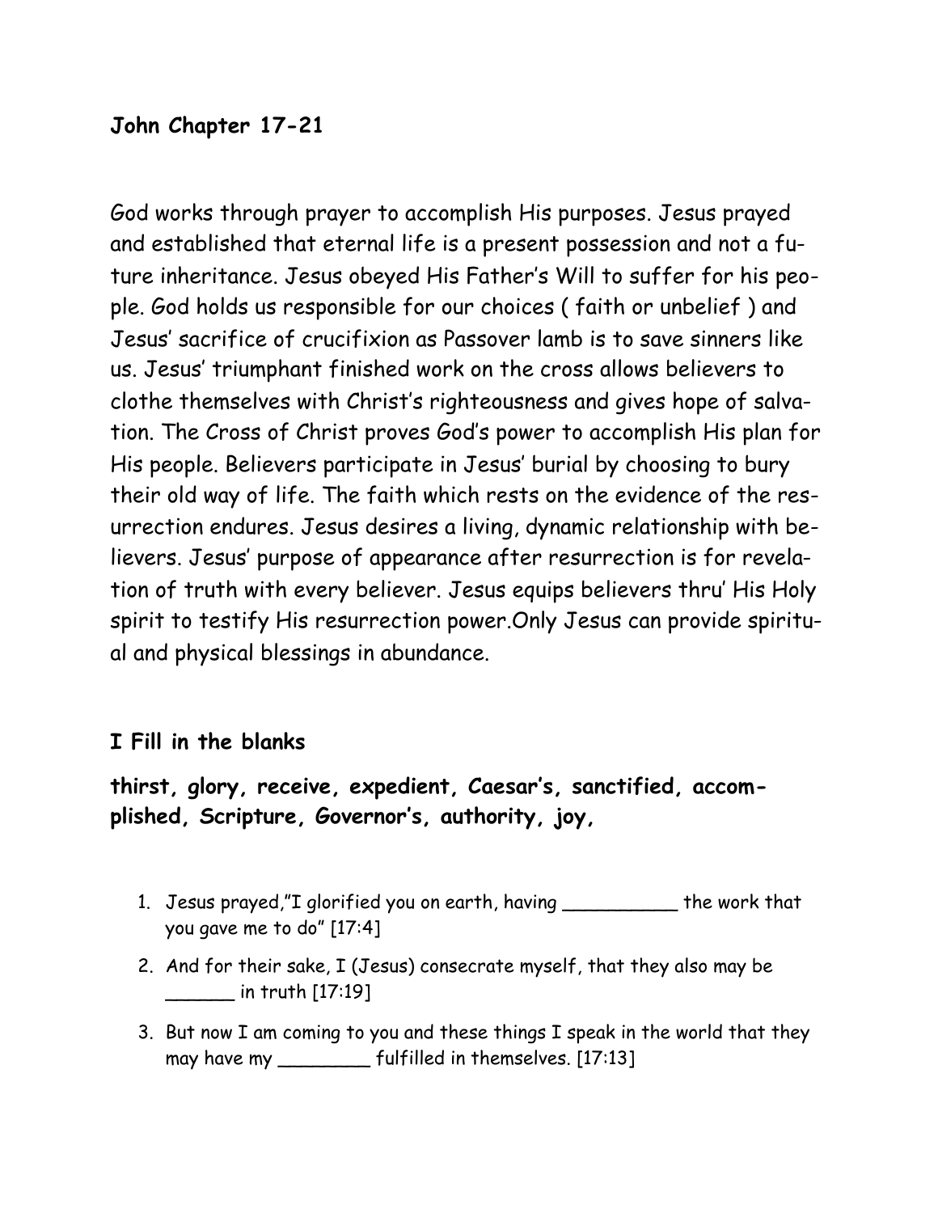**John Chapter 17-21**

God works through prayer to accomplish His purposes. Jesus prayed and established that eternal life is a present possession and not a future inheritance. Jesus obeyed His Father's Will to suffer for his people. God holds us responsible for our choices ( faith or unbelief ) and Jesus' sacrifice of crucifixion as Passover lamb is to save sinners like us. Jesus' triumphant finished work on the cross allows believers to clothe themselves with Christ's righteousness and gives hope of salvation. The Cross of Christ proves God's power to accomplish His plan for His people. Believers participate in Jesus' burial by choosing to bury their old way of life. The faith which rests on the evidence of the resurrection endures. Jesus desires a living, dynamic relationship with believers. Jesus' purpose of appearance after resurrection is for revelation of truth with every believer. Jesus equips believers thru' His Holy spirit to testify His resurrection power.Only Jesus can provide spiritual and physical blessings in abundance.

**I Fill in the blanks**

**thirst, glory, receive, expedient, Caesar's, sanctified, accomplished, Scripture, Governor's, authority, joy,**

1. Jesus prayed,"I glorified you on earth, having __________ the work that you gave me to do" [17:4]
2. And for their sake, I (Jesus) consecrate myself, that they also may be ______ in truth [17:19]
3. But now I am coming to you and these things I speak in the world that they may have my ________ fulfilled in themselves. [17:13]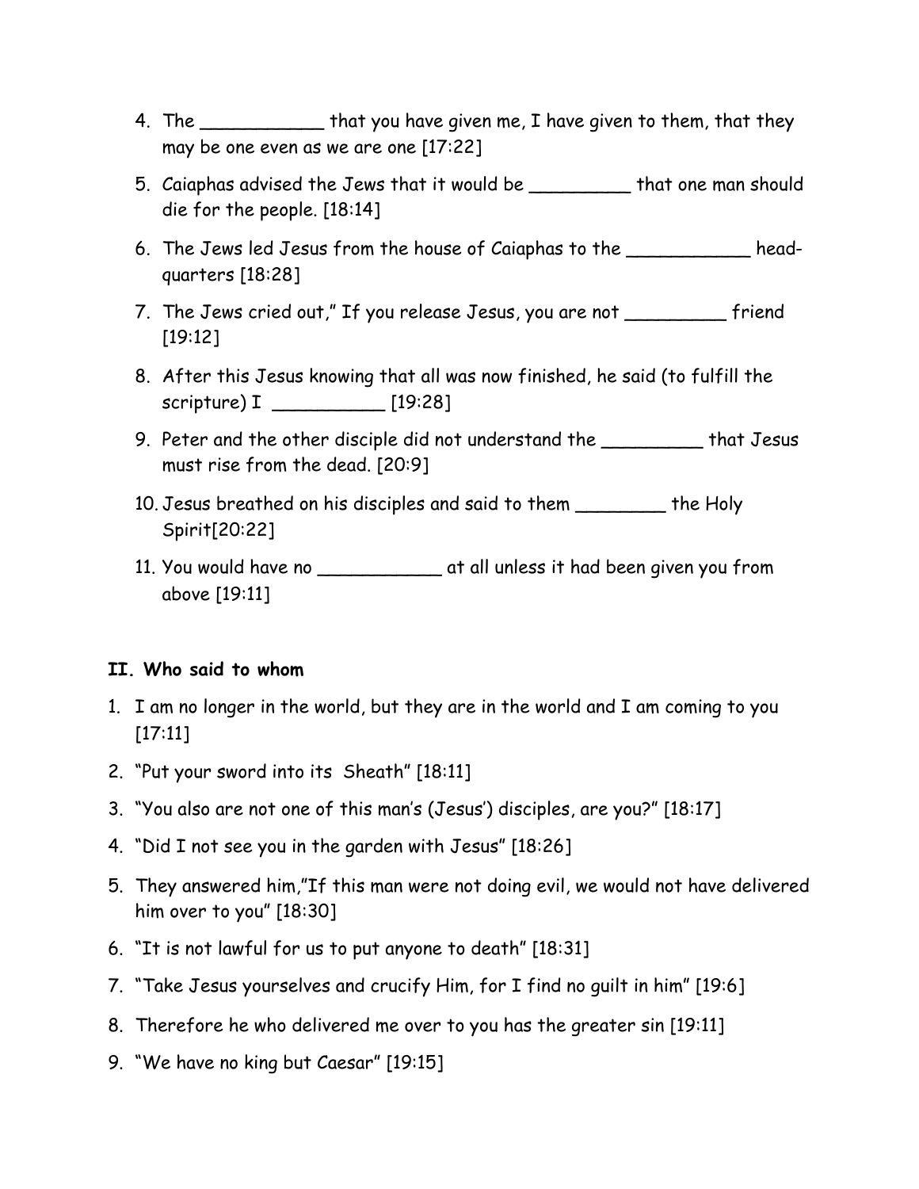4. The ___________ that you have given me, I have given to them, that they may be one even as we are one [17:22]
5. Caiaphas advised the Jews that it would be _________ that one man should die for the people. [18:14]
6. The Jews led Jesus from the house of Caiaphas to the ___________ head-quarters [18:28]
7. The Jews cried out," If you release Jesus, you are not _________ friend [19:12]
8. After this Jesus knowing that all was now finished, he said (to fulfill the scripture) I __________ [19:28]
9. Peter and the other disciple did not understand the _________ that Jesus must rise from the dead. [20:9]
10. Jesus breathed on his disciples and said to them ________ the Holy Spirit[20:22]
11. You would have no ___________ at all unless it had been given you from above [19:11]

**II. Who said to whom**

1. I am no longer in the world, but they are in the world and I am coming to you [17:11]
2. "Put your sword into its Sheath" [18:11]
3. "You also are not one of this man's (Jesus') disciples, are you?" [18:17]
4. "Did I not see you in the garden with Jesus" [18:26]
5. They answered him,"If this man were not doing evil, we would not have delivered him over to you" [18:30]
6. "It is not lawful for us to put anyone to death" [18:31]
7. "Take Jesus yourselves and crucify Him, for I find no guilt in him" [19:6]
8. Therefore he who delivered me over to you has the greater sin [19:11]
9. "We have no king but Caesar" [19:15]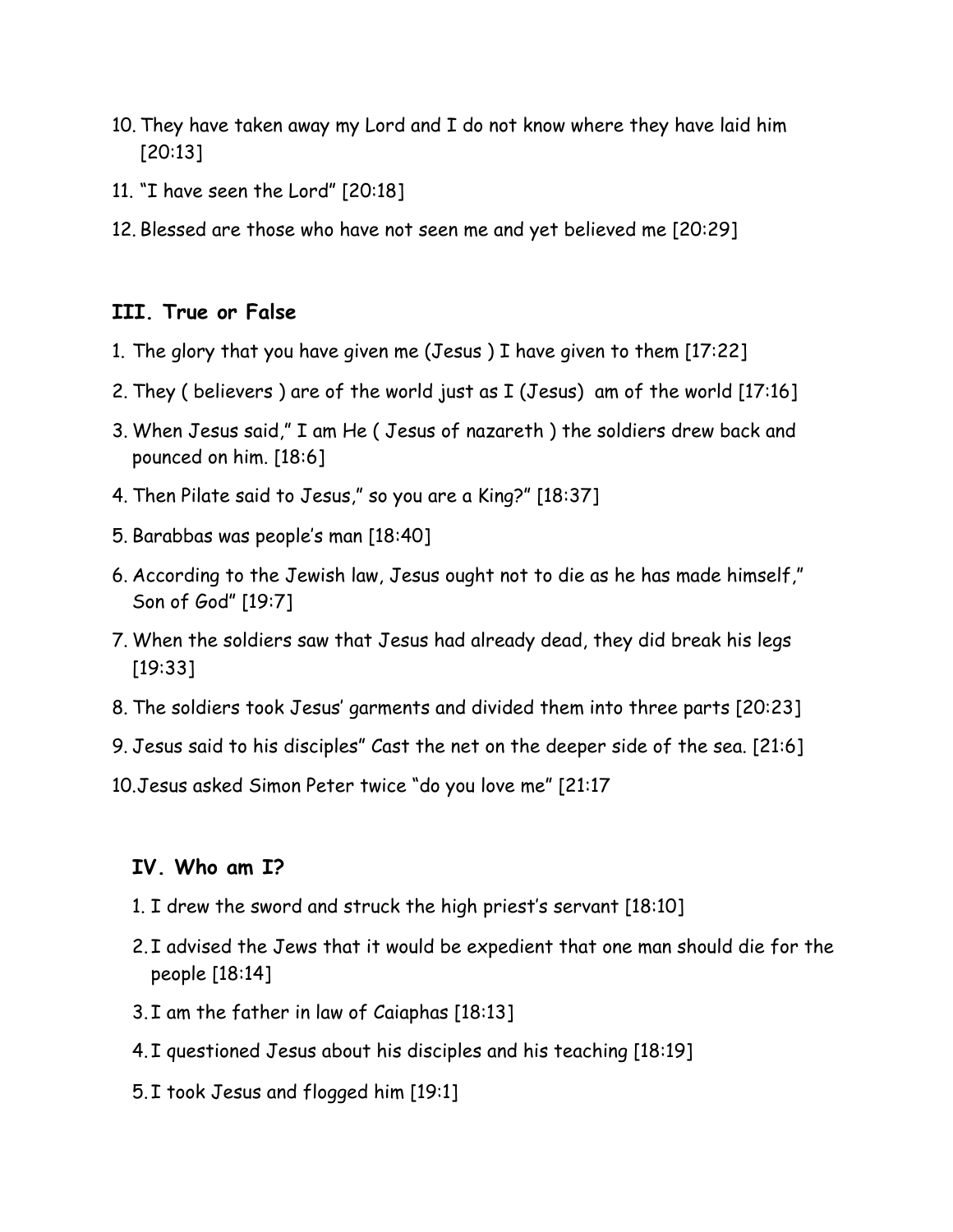10. They have taken away my Lord and I do not know where they have laid him [20:13]
11. "I have seen the Lord" [20:18]
12. Blessed are those who have not seen me and yet believed me [20:29]

### III. True or False

1. The glory that you have given me (Jesus ) I have given to them [17:22]
2. They ( believers ) are of the world just as I (Jesus) am of the world [17:16]
3. When Jesus said," I am He ( Jesus of nazareth ) the soldiers drew back and pounced on him. [18:6]
4. Then Pilate said to Jesus," so you are a King?" [18:37]
5. Barabbas was people's man [18:40]
6. According to the Jewish law, Jesus ought not to die as he has made himself," Son of God" [19:7]
7. When the soldiers saw that Jesus had already dead, they did break his legs [19:33]
8. The soldiers took Jesus' garments and divided them into three parts [20:23]
9. Jesus said to his disciples" Cast the net on the deeper side of the sea. [21:6]
10. Jesus asked Simon Peter twice "do you love me" [21:17

### IV. Who am I?

1. I drew the sword and struck the high priest's servant [18:10]
2. I advised the Jews that it would be expedient that one man should die for the people [18:14]
3. I am the father in law of Caiaphas [18:13]
4. I questioned Jesus about his disciples and his teaching [18:19]
5. I took Jesus and flogged him [19:1]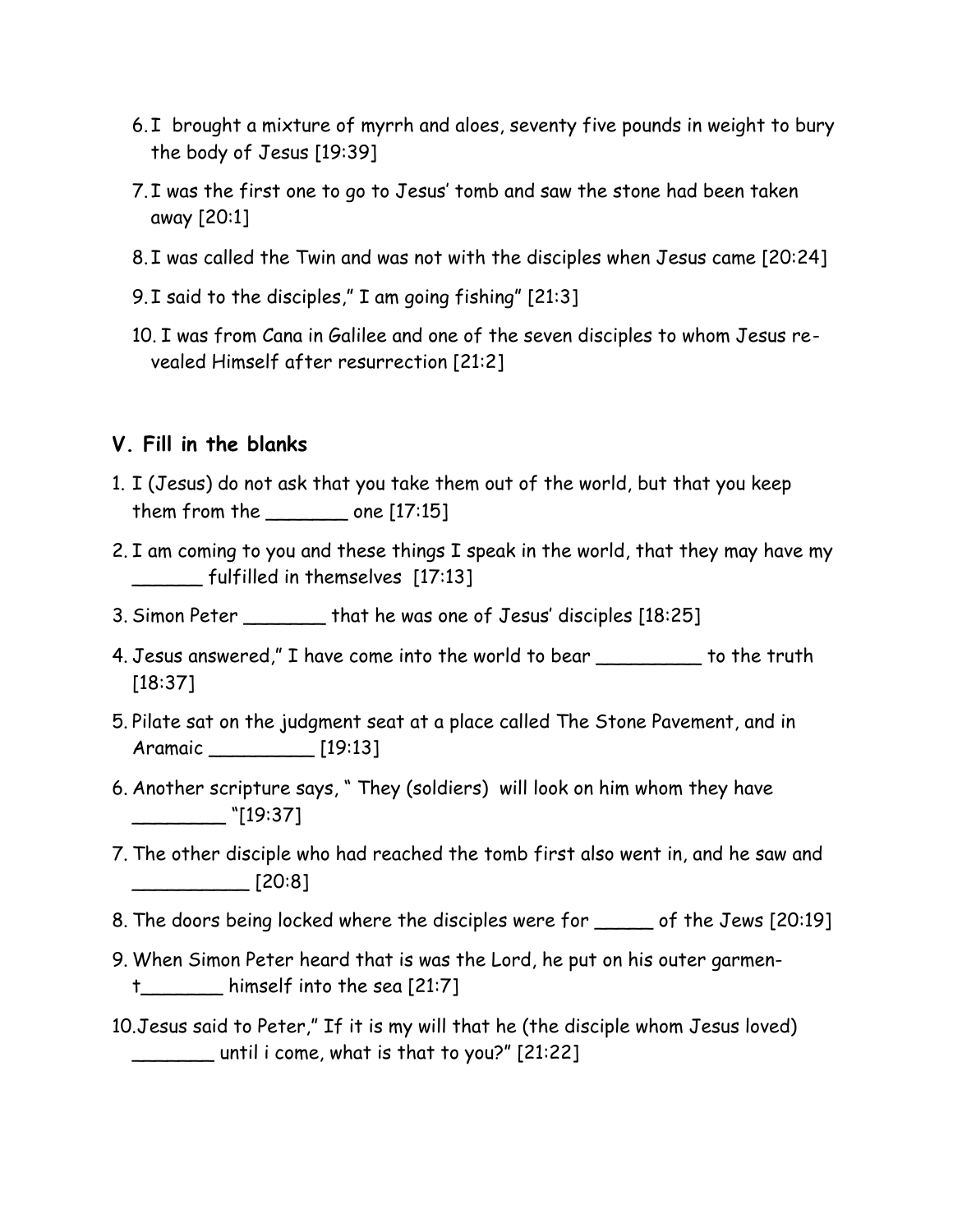6. I brought a mixture of myrrh and aloes, seventy five pounds in weight to bury the body of Jesus [19:39]

7. I was the first one to go to Jesus' tomb and saw the stone had been taken away [20:1]

8. I was called the Twin and was not with the disciples when Jesus came [20:24]

9. I said to the disciples," I am going fishing" [21:3]

10. I was from Cana in Galilee and one of the seven disciples to whom Jesus revealed Himself after resurrection [21:2]

### V. Fill in the blanks

1. I (Jesus) do not ask that you take them out of the world, but that you keep them from the _______ one [17:15]

2. I am coming to you and these things I speak in the world, that they may have my ______ fulfilled in themselves [17:13]

3. Simon Peter _______ that he was one of Jesus' disciples [18:25]

4. Jesus answered," I have come into the world to bear _________ to the truth [18:37]

5. Pilate sat on the judgment seat at a place called The Stone Pavement, and in Aramaic _________ [19:13]

6. Another scripture says, " They (soldiers) will look on him whom they have ________ "[19:37]

7. The other disciple who had reached the tomb first also went in, and he saw and __________ [20:8]

8. The doors being locked where the disciples were for _____ of the Jews [20:19]

9. When Simon Peter heard that is was the Lord, he put on his outer garment_______ himself into the sea [21:7]

10. Jesus said to Peter," If it is my will that he (the disciple whom Jesus loved) _______ until i come, what is that to you?" [21:22]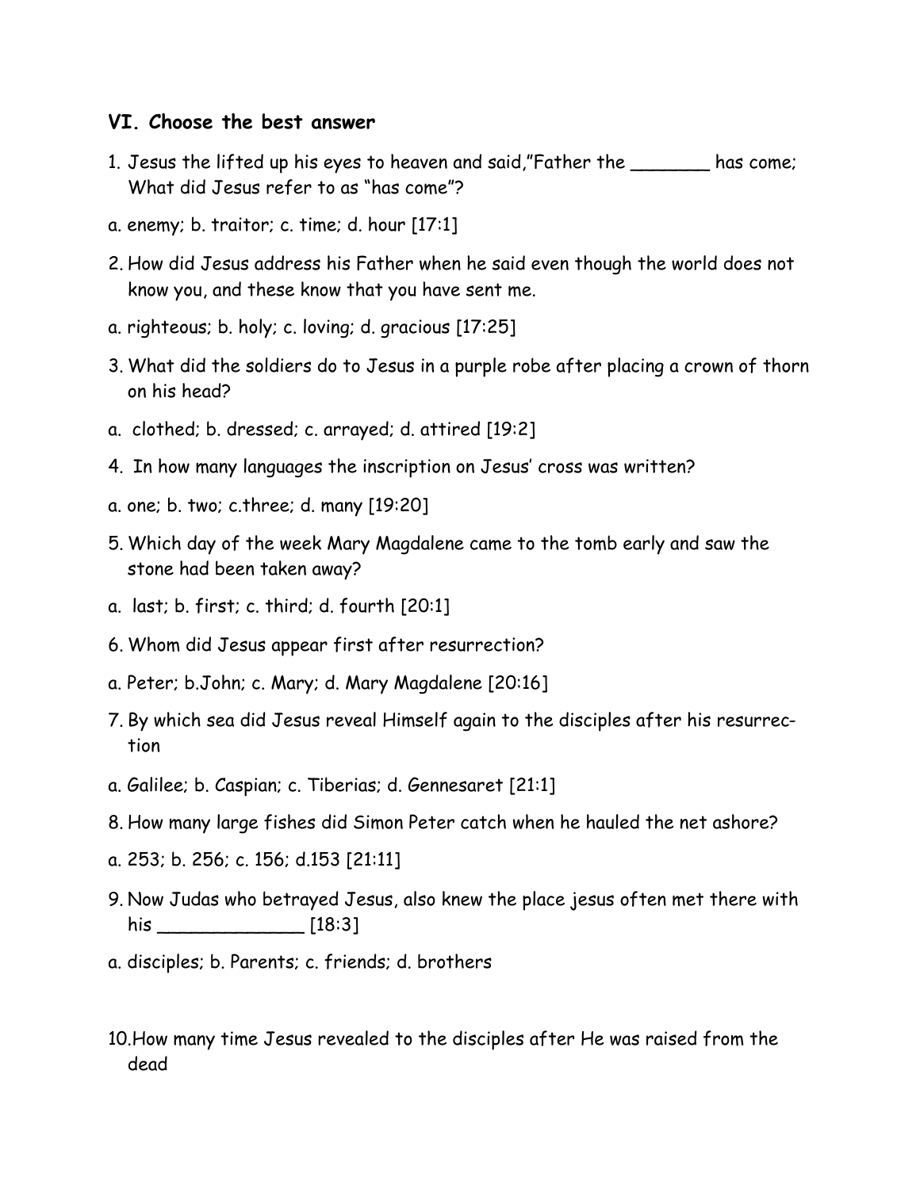### VI. Choose the best answer

1. Jesus the lifted up his eyes to heaven and said,"Father the _______ has come; What did Jesus refer to as "has come"?

a. enemy; b. traitor; c. time; d. hour [17:1]

2. How did Jesus address his Father when he said even though the world does not know you, and these know that you have sent me.

a. righteous; b. holy; c. loving; d. gracious [17:25]

3. What did the soldiers do to Jesus in a purple robe after placing a crown of thorn on his head?

a. clothed; b. dressed; c. arrayed; d. attired [19:2]

4. In how many languages the inscription on Jesus' cross was written?

a. one; b. two; c.three; d. many [19:20]

5. Which day of the week Mary Magdalene came to the tomb early and saw the stone had been taken away?

a. last; b. first; c. third; d. fourth [20:1]

6. Whom did Jesus appear first after resurrection?

a. Peter; b.John; c. Mary; d. Mary Magdalene [20:16]

7. By which sea did Jesus reveal Himself again to the disciples after his resurrection

a. Galilee; b. Caspian; c. Tiberias; d. Gennesaret [21:1]

8. How many large fishes did Simon Peter catch when he hauled the net ashore?

a. 253; b. 256; c. 156; d.153 [21:11]

9. Now Judas who betrayed Jesus, also knew the place jesus often met there with his _____________ [18:3]

a. disciples; b. Parents; c. friends; d. brothers

10. How many time Jesus revealed to the disciples after He was raised from the dead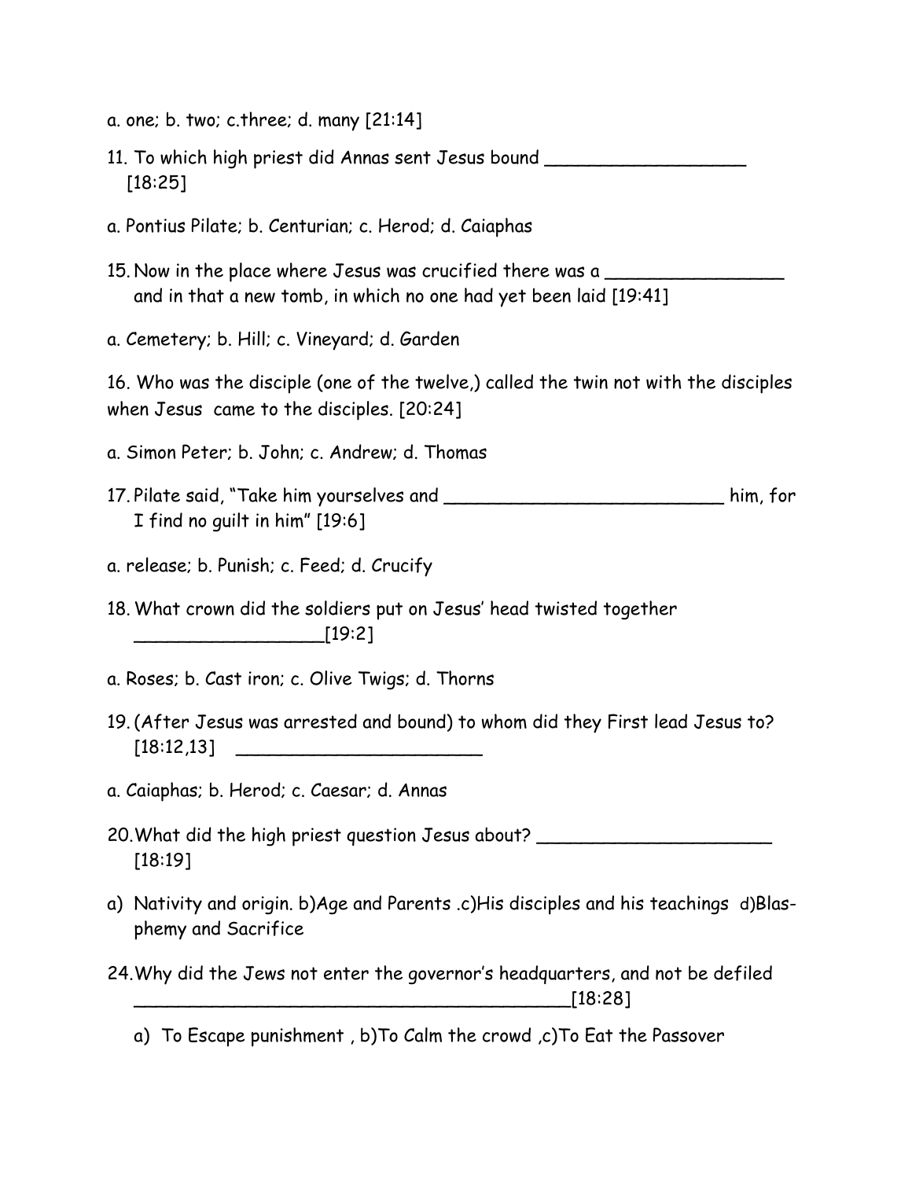a. one; b. two; c.three; d. many [21:14]

11. To which high priest did Annas sent Jesus bound ___________________ [18:25]

a. Pontius Pilate; b. Centurian; c. Herod; d. Caiaphas

15. Now in the place where Jesus was crucified there was a ________________ and in that a new tomb, in which no one had yet been laid [19:41]

a. Cemetery; b. Hill; c. Vineyard; d. Garden

16. Who was the disciple (one of the twelve,) called the twin not with the disciples when Jesus came to the disciples. [20:24]

a. Simon Peter; b. John; c. Andrew; d. Thomas

17. Pilate said, "Take him yourselves and __________________________ him, for I find no guilt in him" [19:6]

a. release; b. Punish; c. Feed; d. Crucify

18. What crown did the soldiers put on Jesus' head twisted together _________________[19:2]

a. Roses; b. Cast iron; c. Olive Twigs; d. Thorns

19. (After Jesus was arrested and bound) to whom did they First lead Jesus to? [18:12,13] ______________________

a. Caiaphas; b. Herod; c. Caesar; d. Annas

20. What did the high priest question Jesus about? _____________________ [18:19]

a) Nativity and origin. b)Age and Parents .c)His disciples and his teachings d)Blasphemy and Sacrifice

24. Why did the Jews not enter the governor's headquarters, and not be defiled _________________________________________[18:28]

a) To Escape punishment , b)To Calm the crowd ,c)To Eat the Passover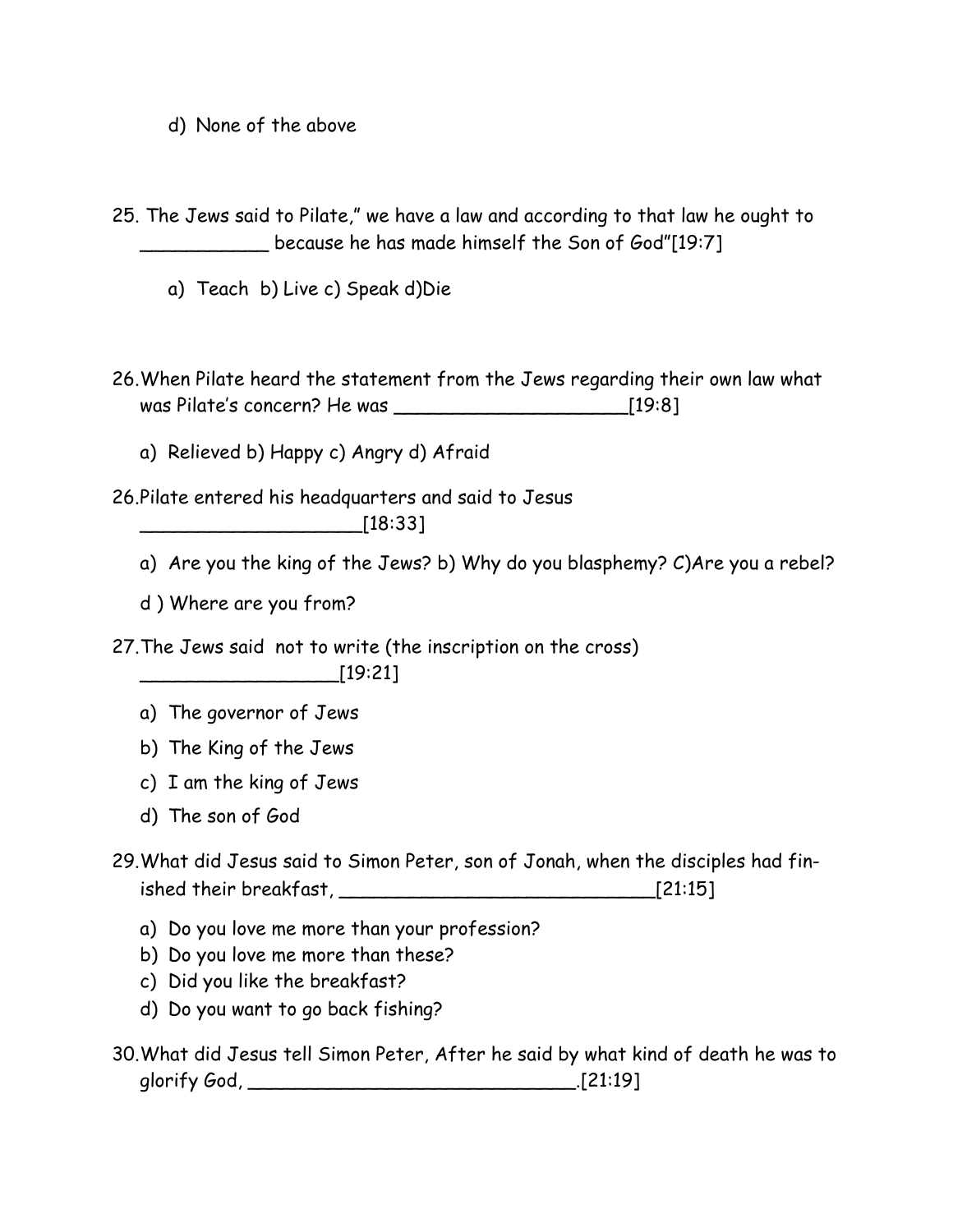d) None of the above

25. The Jews said to Pilate," we have a law and according to that law he ought to ___________ because he has made himself the Son of God"[19:7]

    a) Teach b) Live c) Speak d)Die

26. When Pilate heard the statement from the Jews regarding their own law what was Pilate's concern? He was ____________________[19:8]

    a) Relieved b) Happy c) Angry d) Afraid

26. Pilate entered his headquarters and said to Jesus ___________________[18:33]

    a) Are you the king of the Jews? b) Why do you blasphemy? C)Are you a rebel?

    d ) Where are you from?

27. The Jews said not to write (the inscription on the cross) _________________[19:21]

    a) The governor of Jews
    b) The King of the Jews
    c) I am the king of Jews
    d) The son of God

29. What did Jesus said to Simon Peter, son of Jonah, when the disciples had finished their breakfast, ____________________________[21:15]

    a) Do you love me more than your profession?
    b) Do you love me more than these?
    c) Did you like the breakfast?
    d) Do you want to go back fishing?

30. What did Jesus tell Simon Peter, After he said by what kind of death he was to glorify God, ____________________________.[21:19]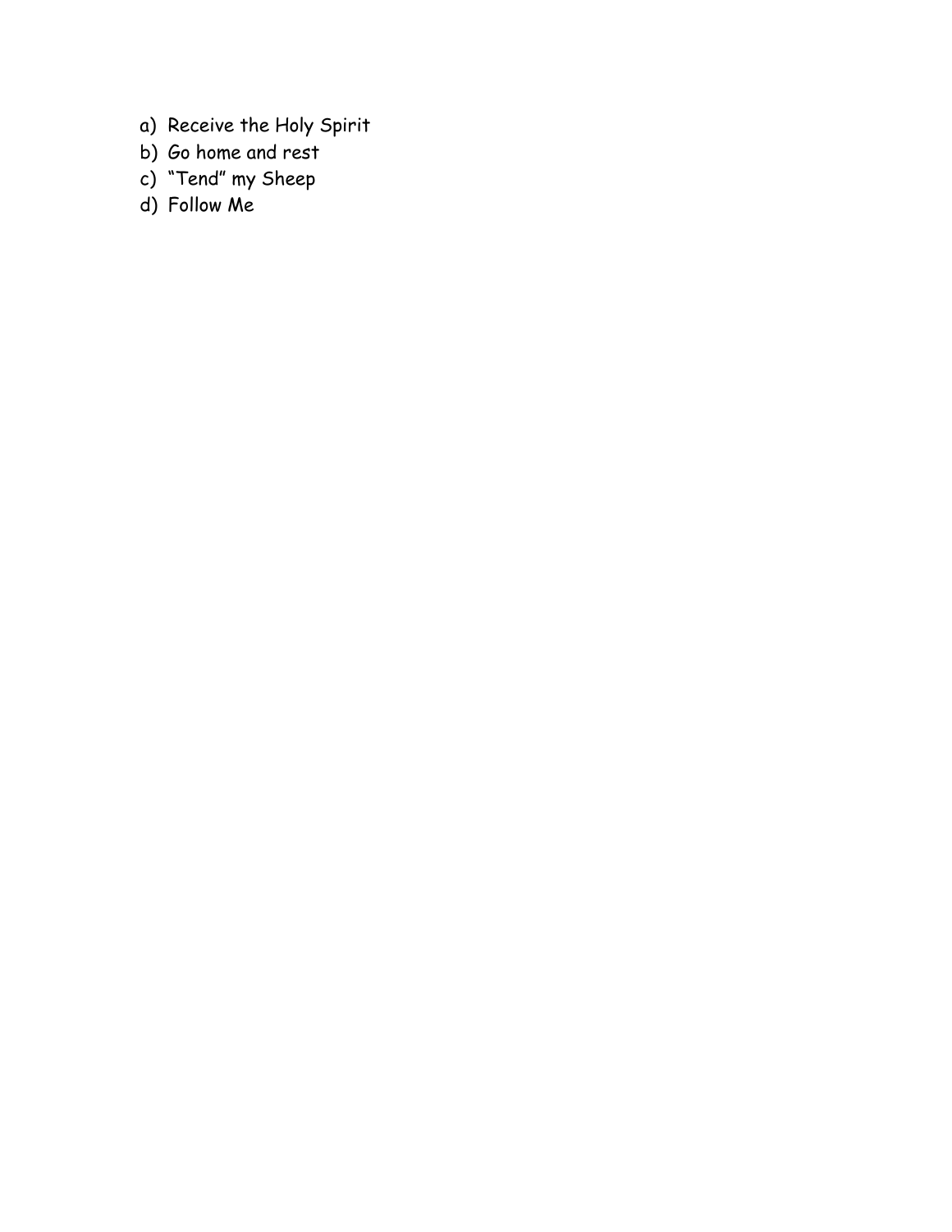a) Receive the Holy Spirit
b) Go home and rest
c) "Tend" my Sheep
d) Follow Me